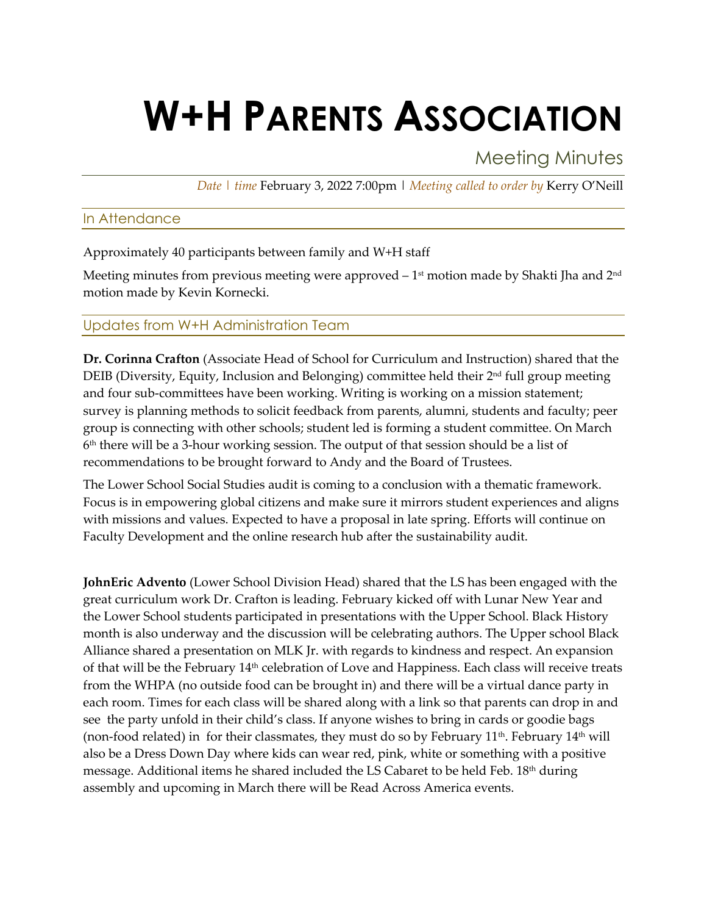# W+H PARENTS ASSOCIATION

## Meeting Minutes

*Date | time* February 3, 2022 7:00pm | *Meeting called to order by* Kerry O'Neill

### In Attendance

Approximately 40 participants between family and W+H staff

Meeting minutes from previous meeting were approved – 1st motion made by Shakti Jha and 2nd motion made by Kevin Kornecki.

### Updates from W+H Administration Team

**Dr. Corinna Crafton** (Associate Head of School for Curriculum and Instruction) shared that the DEIB (Diversity, Equity, Inclusion and Belonging) committee held their 2nd full group meeting and four sub-committees have been working. Writing is working on a mission statement; survey is planning methods to solicit feedback from parents, alumni, students and faculty; peer group is connecting with other schools; student led is forming a student committee. On March 6th there will be a 3-hour working session. The output of that session should be a list of recommendations to be brought forward to Andy and the Board of Trustees.

The Lower School Social Studies audit is coming to a conclusion with a thematic framework. Focus is in empowering global citizens and make sure it mirrors student experiences and aligns with missions and values. Expected to have a proposal in late spring. Efforts will continue on Faculty Development and the online research hub after the sustainability audit.

**JohnEric Advento** (Lower School Division Head) shared that the LS has been engaged with the great curriculum work Dr. Crafton is leading. February kicked off with Lunar New Year and the Lower School students participated in presentations with the Upper School. Black History month is also underway and the discussion will be celebrating authors. The Upper school Black Alliance shared a presentation on MLK Jr. with regards to kindness and respect. An expansion of that will be the February 14th celebration of Love and Happiness. Each class will receive treats from the WHPA (no outside food can be brought in) and there will be a virtual dance party in each room. Times for each class will be shared along with a link so that parents can drop in and see the party unfold in their child's class. If anyone wishes to bring in cards or goodie bags (non-food related) in for their classmates, they must do so by February 11th. February 14th will also be a Dress Down Day where kids can wear red, pink, white or something with a positive message. Additional items he shared included the LS Cabaret to be held Feb. 18th during assembly and upcoming in March there will be Read Across America events.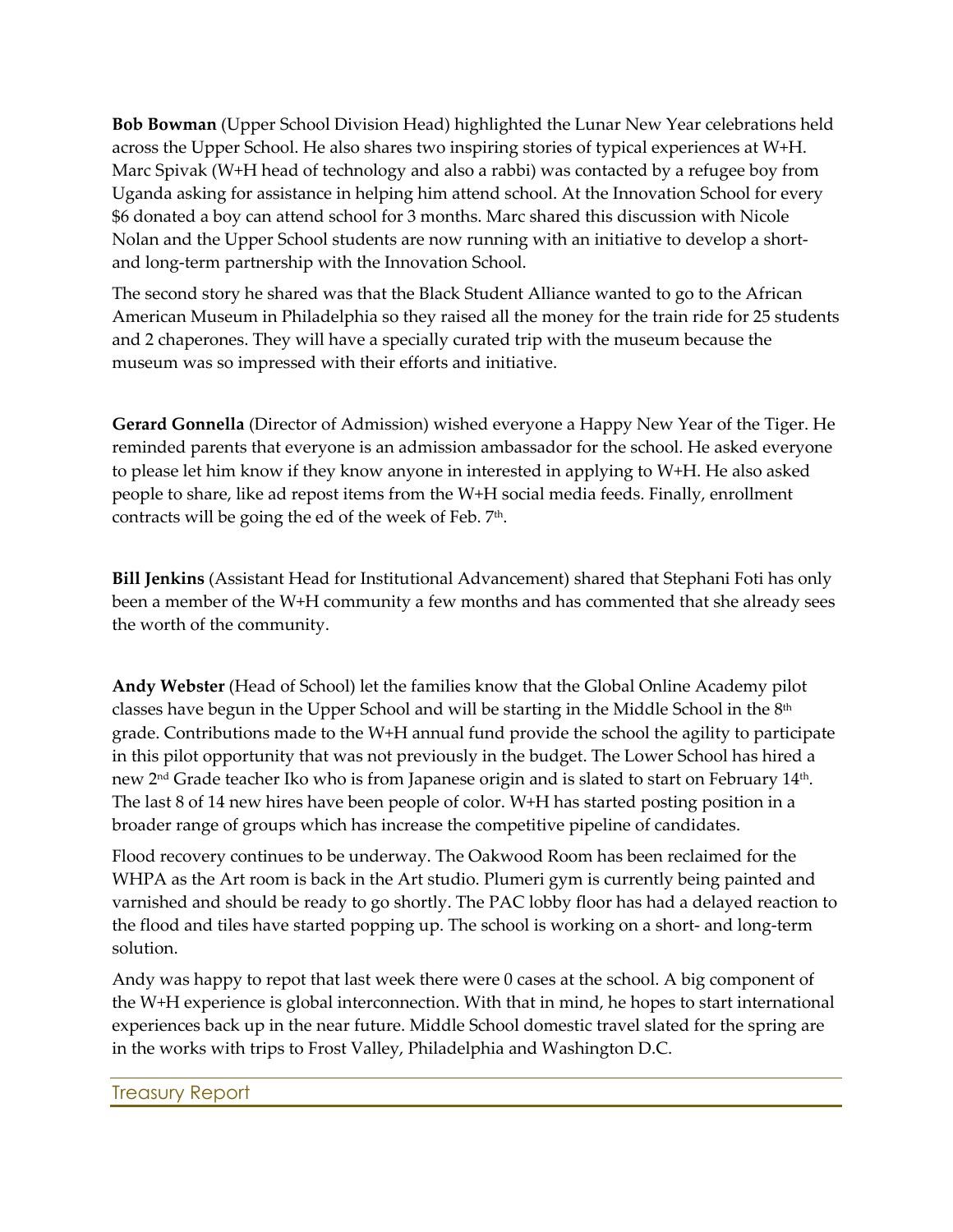**Bob Bowman** (Upper School Division Head) highlighted the Lunar New Year celebrations held across the Upper School. He also shares two inspiring stories of typical experiences at W+H. Marc Spivak (W+H head of technology and also a rabbi) was contacted by a refugee boy from Uganda asking for assistance in helping him attend school. At the Innovation School for every $6 donated a boy can attend school for 3 months. Marc shared this discussion with Nicole Nolan and the Upper School students are now running with an initiative to develop a short- and long-term partnership with the Innovation School.

The second story he shared was that the Black Student Alliance wanted to go to the African American Museum in Philadelphia so they raised all the money for the train ride for 25 students and 2 chaperones. They will have a specially curated trip with the museum because the museum was so impressed with their efforts and initiative.

**Gerard Gonnella** (Director of Admission) wished everyone a Happy New Year of the Tiger. He reminded parents that everyone is an admission ambassador for the school. He asked everyone to please let him know if they know anyone in interested in applying to W+H. He also asked people to share, like ad repost items from the W+H social media feeds. Finally, enrollment contracts will be going the ed of the week of Feb. 7th.

**Bill Jenkins** (Assistant Head for Institutional Advancement) shared that Stephani Foti has only been a member of the W+H community a few months and has commented that she already sees the worth of the community.

**Andy Webster** (Head of School) let the families know that the Global Online Academy pilot classes have begun in the Upper School and will be starting in the Middle School in the 8th grade. Contributions made to the W+H annual fund provide the school the agility to participate in this pilot opportunity that was not previously in the budget. The Lower School has hired a new 2nd Grade teacher Iko who is from Japanese origin and is slated to start on February 14th. The last 8 of 14 new hires have been people of color. W+H has started posting position in a broader range of groups which has increase the competitive pipeline of candidates.

Flood recovery continues to be underway. The Oakwood Room has been reclaimed for the WHPA as the Art room is back in the Art studio. Plumeri gym is currently being painted and varnished and should be ready to go shortly. The PAC lobby floor has had a delayed reaction to the flood and tiles have started popping up. The school is working on a short- and long-term solution.

Andy was happy to repot that last week there were 0 cases at the school. A big component of the W+H experience is global interconnection. With that in mind, he hopes to start international experiences back up in the near future. Middle School domestic travel slated for the spring are in the works with trips to Frost Valley, Philadelphia and Washington D.C.

## Treasury Report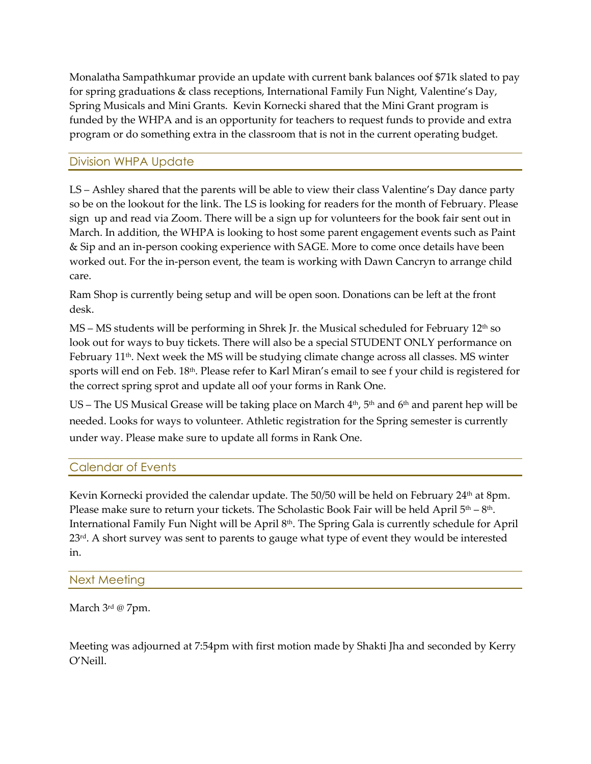Monalatha Sampathkumar provide an update with current bank balances oof $71k slated to pay for spring graduations & class receptions, International Family Fun Night, Valentine's Day, Spring Musicals and Mini Grants. Kevin Kornecki shared that the Mini Grant program is funded by the WHPA and is an opportunity for teachers to request funds to provide and extra program or do something extra in the classroom that is not in the current operating budget.

## Division WHPA Update

LS – Ashley shared that the parents will be able to view their class Valentine's Day dance party so be on the lookout for the link. The LS is looking for readers for the month of February. Please sign up and read via Zoom. There will be a sign up for volunteers for the book fair sent out in March. In addition, the WHPA is looking to host some parent engagement events such as Paint & Sip and an in-person cooking experience with SAGE. More to come once details have been worked out. For the in-person event, the team is working with Dawn Cancryn to arrange child care.

Ram Shop is currently being setup and will be open soon. Donations can be left at the front desk.

MS – MS students will be performing in Shrek Jr. the Musical scheduled for February 12th so look out for ways to buy tickets. There will also be a special STUDENT ONLY performance on February 11th. Next week the MS will be studying climate change across all classes. MS winter sports will end on Feb. 18th. Please refer to Karl Miran's email to see f your child is registered for the correct spring sprot and update all oof your forms in Rank One.

US – The US Musical Grease will be taking place on March 4th, 5th and 6th and parent hep will be needed. Looks for ways to volunteer. Athletic registration for the Spring semester is currently under way. Please make sure to update all forms in Rank One.

## Calendar of Events

Kevin Kornecki provided the calendar update. The 50/50 will be held on February 24th at 8pm. Please make sure to return your tickets. The Scholastic Book Fair will be held April 5th – 8th. International Family Fun Night will be April 8th. The Spring Gala is currently schedule for April 23rd. A short survey was sent to parents to gauge what type of event they would be interested in.

## Next Meeting

March 3rd @ 7pm.

Meeting was adjourned at 7:54pm with first motion made by Shakti Jha and seconded by Kerry O'Neill.